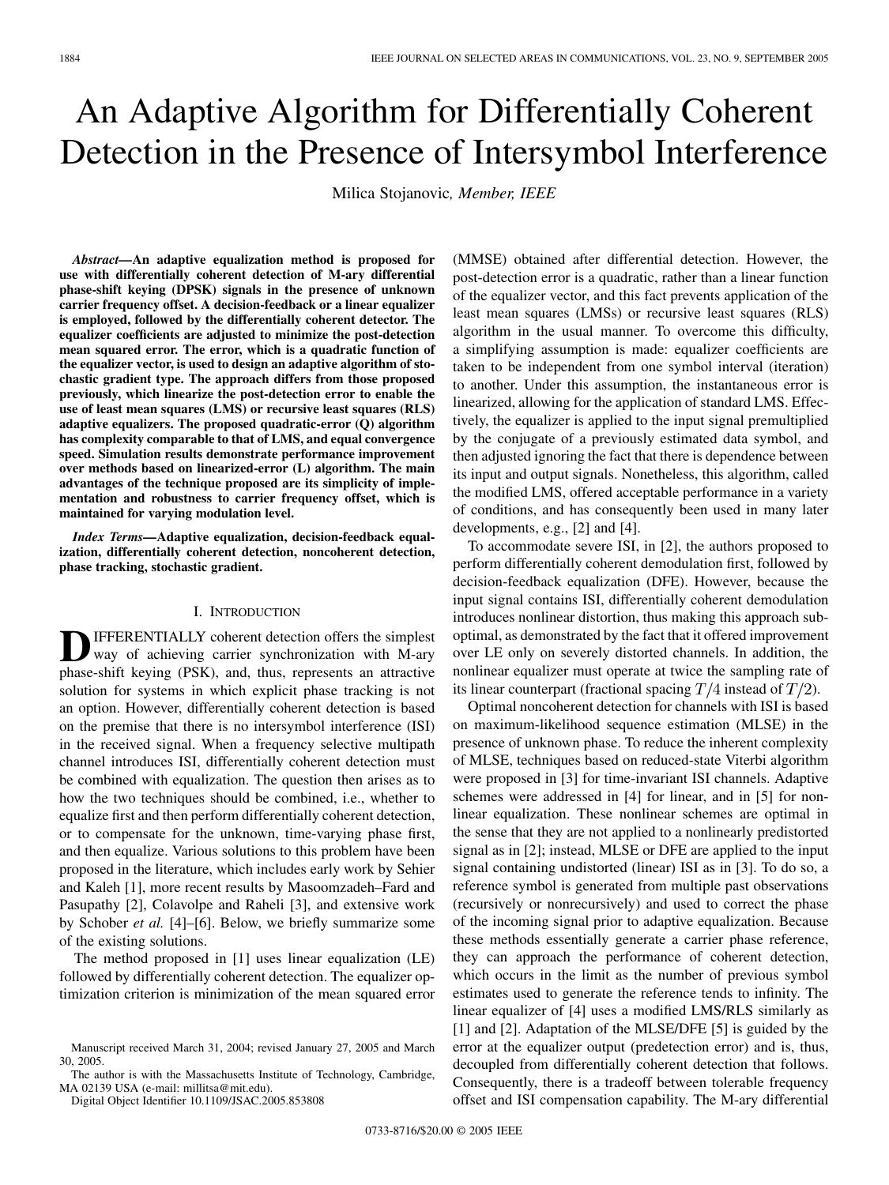# An Adaptive Algorithm for Differentially Coherent Detection in the Presence of Intersymbol Interference

Milica Stojanovic, *Member, IEEE*

***Abstract*—An adaptive equalization method is proposed for use with differentially coherent detection of M-ary differential phase-shift keying (DPSK) signals in the presence of unknown carrier frequency offset. A decision-feedback or a linear equalizer is employed, followed by the differentially coherent detector. The equalizer coefficients are adjusted to minimize the post-detection mean squared error. The error, which is a quadratic function of the equalizer vector, is used to design an adaptive algorithm of stochastic gradient type. The approach differs from those proposed previously, which linearize the post-detection error to enable the use of least mean squares (LMS) or recursive least squares (RLS) adaptive equalizers. The proposed quadratic-error (Q) algorithm has complexity comparable to that of LMS, and equal convergence speed. Simulation results demonstrate performance improvement over methods based on linearized-error (L) algorithm. The main advantages of the technique proposed are its simplicity of implementation and robustness to carrier frequency offset, which is maintained for varying modulation level.**

***Index Terms*—Adaptive equalization, decision-feedback equalization, differentially coherent detection, noncoherent detection, phase tracking, stochastic gradient.**

## I. Introduction

Differentially coherent detection offers the simplest way of achieving carrier synchronization with M-ary phase-shift keying (PSK), and, thus, represents an attractive solution for systems in which explicit phase tracking is not an option. However, differentially coherent detection is based on the premise that there is no intersymbol interference (ISI) in the received signal. When a frequency selective multipath channel introduces ISI, differentially coherent detection must be combined with equalization. The question then arises as to how the two techniques should be combined, i.e., whether to equalize first and then perform differentially coherent detection, or to compensate for the unknown, time-varying phase first, and then equalize. Various solutions to this problem have been proposed in the literature, which includes early work by Sehier and Kaleh [1], more recent results by Masoomzadeh–Fard and Pasupathy [2], Colavolpe and Raheli [3], and extensive work by Schober *et al.* [4]–[6]. Below, we briefly summarize some of the existing solutions.

The method proposed in [1] uses linear equalization (LE) followed by differentially coherent detection. The equalizer optimization criterion is minimization of the mean squared error (MMSE) obtained after differential detection. However, the post-detection error is a quadratic, rather than a linear function of the equalizer vector, and this fact prevents application of the least mean squares (LMSs) or recursive least squares (RLS) algorithm in the usual manner. To overcome this difficulty, a simplifying assumption is made: equalizer coefficients are taken to be independent from one symbol interval (iteration) to another. Under this assumption, the instantaneous error is linearized, allowing for the application of standard LMS. Effectively, the equalizer is applied to the input signal premultiplied by the conjugate of a previously estimated data symbol, and then adjusted ignoring the fact that there is dependence between its input and output signals. Nonetheless, this algorithm, called the modified LMS, offered acceptable performance in a variety of conditions, and has consequently been used in many later developments, e.g., [2] and [4].

To accommodate severe ISI, in [2], the authors proposed to perform differentially coherent demodulation first, followed by decision-feedback equalization (DFE). However, because the input signal contains ISI, differentially coherent demodulation introduces nonlinear distortion, thus making this approach suboptimal, as demonstrated by the fact that it offered improvement over LE only on severely distorted channels. In addition, the nonlinear equalizer must operate at twice the sampling rate of its linear counterpart (fractional spacing $T/4$ instead of $T/2$).

Optimal noncoherent detection for channels with ISI is based on maximum-likelihood sequence estimation (MLSE) in the presence of unknown phase. To reduce the inherent complexity of MLSE, techniques based on reduced-state Viterbi algorithm were proposed in [3] for time-invariant ISI channels. Adaptive schemes were addressed in [4] for linear, and in [5] for nonlinear equalization. These nonlinear schemes are optimal in the sense that they are not applied to a nonlinearly predistorted signal as in [2]; instead, MLSE or DFE are applied to the input signal containing undistorted (linear) ISI as in [3]. To do so, a reference symbol is generated from multiple past observations (recursively or nonrecursively) and used to correct the phase of the incoming signal prior to adaptive equalization. Because these methods essentially generate a carrier phase reference, they can approach the performance of coherent detection, which occurs in the limit as the number of previous symbol estimates used to generate the reference tends to infinity. The linear equalizer of [4] uses a modified LMS/RLS similarly as [1] and [2]. Adaptation of the MLSE/DFE [5] is guided by the error at the equalizer output (predetection error) and is, thus, decoupled from differentially coherent detection that follows. Consequently, there is a tradeoff between tolerable frequency offset and ISI compensation capability. The M-ary differential

Manuscript received March 31, 2004; revised January 27, 2005 and March 30, 2005.

The author is with the Massachusetts Institute of Technology, Cambridge, MA 02139 USA (e-mail: millitsa@mit.edu).

Digital Object Identifier 10.1109/JSAC.2005.853808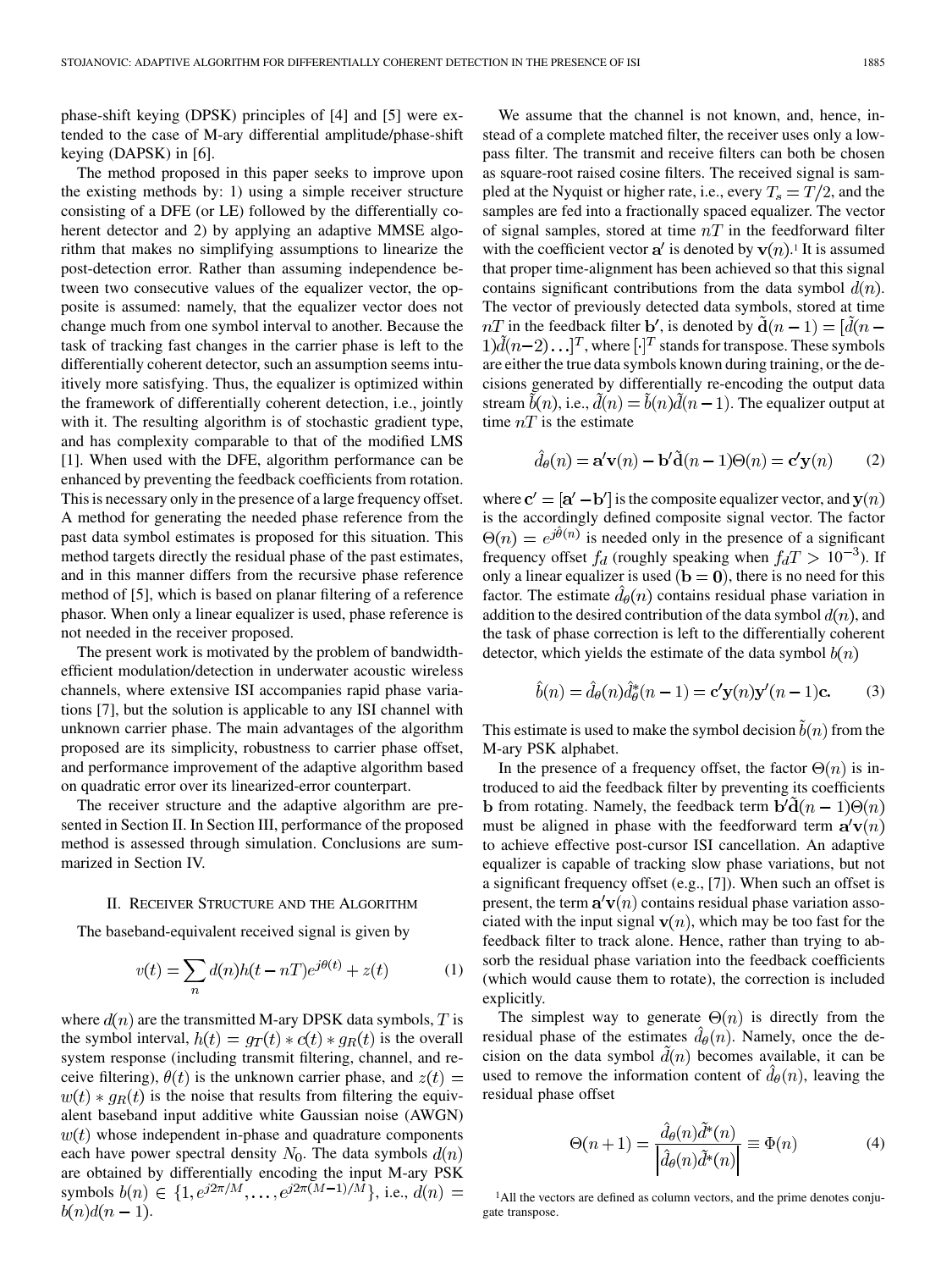phase-shift keying (DPSK) principles of [4] and [5] were extended to the case of M-ary differential amplitude/phase-shift keying (DAPSK) in [6].

The method proposed in this paper seeks to improve upon the existing methods by: 1) using a simple receiver structure consisting of a DFE (or LE) followed by the differentially coherent detector and 2) by applying an adaptive MMSE algorithm that makes no simplifying assumptions to linearize the post-detection error. Rather than assuming independence between two consecutive values of the equalizer vector, the opposite is assumed: namely, that the equalizer vector does not change much from one symbol interval to another. Because the task of tracking fast changes in the carrier phase is left to the differentially coherent detector, such an assumption seems intuitively more satisfying. Thus, the equalizer is optimized within the framework of differentially coherent detection, i.e., jointly with it. The resulting algorithm is of stochastic gradient type, and has complexity comparable to that of the modified LMS [1]. When used with the DFE, algorithm performance can be enhanced by preventing the feedback coefficients from rotation. This is necessary only in the presence of a large frequency offset. A method for generating the needed phase reference from the past data symbol estimates is proposed for this situation. This method targets directly the residual phase of the past estimates, and in this manner differs from the recursive phase reference method of [5], which is based on planar filtering of a reference phasor. When only a linear equalizer is used, phase reference is not needed in the receiver proposed.

The present work is motivated by the problem of bandwidth-efficient modulation/detection in underwater acoustic wireless channels, where extensive ISI accompanies rapid phase variations [7], but the solution is applicable to any ISI channel with unknown carrier phase. The main advantages of the algorithm proposed are its simplicity, robustness to carrier phase offset, and performance improvement of the adaptive algorithm based on quadratic error over its linearized-error counterpart.

The receiver structure and the adaptive algorithm are presented in Section II. In Section III, performance of the proposed method is assessed through simulation. Conclusions are summarized in Section IV.

## II. Receiver Structure and the Algorithm

The baseband-equivalent received signal is given by

$$v(t) = \sum_n d(n)h(t - nT)e^{j\theta(t)} + z(t) \qquad (1)$$

where $d(n)$ are the transmitted M-ary DPSK data symbols, $T$ is the symbol interval, $h(t) = g_T(t) * c(t) * g_R(t)$ is the overall system response (including transmit filtering, channel, and receive filtering), $\theta(t)$ is the unknown carrier phase, and $z(t) = w(t) * g_R(t)$ is the noise that results from filtering the equivalent baseband input additive white Gaussian noise (AWGN) $w(t)$ whose independent in-phase and quadrature components each have power spectral density $N_0$. The data symbols $d(n)$ are obtained by differentially encoding the input M-ary PSK symbols $b(n) \in \{1, e^{j2\pi/M}, \ldots, e^{j2\pi(M-1)/M}\}$, i.e., $d(n) = b(n)d(n-1)$.

We assume that the channel is not known, and, hence, instead of a complete matched filter, the receiver uses only a low-pass filter. The transmit and receive filters can both be chosen as square-root raised cosine filters. The received signal is sampled at the Nyquist or higher rate, i.e., every $T_s = T/2$, and the samples are fed into a fractionally spaced equalizer. The vector of signal samples, stored at time $nT$ in the feedforward filter with the coefficient vector $\mathbf{a}'$ is denoted by $\mathbf{v}(n)$.[1] It is assumed that proper time-alignment has been achieved so that this signal contains significant contributions from the data symbol $d(n)$. The vector of previously detected data symbols, stored at time $nT$ in the feedback filter $\mathbf{b}'$, is denoted by $\tilde{\mathbf{d}}(n-1) = [\tilde{d}(n-1)\tilde{d}(n-2)\ldots]^T$, where $[\cdot]^T$ stands for transpose. These symbols are either the true data symbols known during training, or the decisions generated by differentially re-encoding the output data stream $\tilde{b}(n)$, i.e., $\tilde{d}(n) = \tilde{b}(n)\tilde{d}(n-1)$. The equalizer output at time $nT$ is the estimate

$$\hat{d}_\theta(n) = \mathbf{a}'\mathbf{v}(n) - \mathbf{b}'\tilde{\mathbf{d}}(n-1)\Theta(n) = \mathbf{c}'\mathbf{y}(n) \qquad (2)$$

where $\mathbf{c}' = [\mathbf{a}' - \mathbf{b}']$ is the composite equalizer vector, and $\mathbf{y}(n)$ is the accordingly defined composite signal vector. The factor $\Theta(n) = e^{j\hat{\theta}(n)}$ is needed only in the presence of a significant frequency offset $f_d$ (roughly speaking when $f_dT > 10^{-3}$). If only a linear equalizer is used ($\mathbf{b} = \mathbf{0}$), there is no need for this factor. The estimate $\hat{d}_\theta(n)$ contains residual phase variation in addition to the desired contribution of the data symbol $d(n)$, and the task of phase correction is left to the differentially coherent detector, which yields the estimate of the data symbol $b(n)$

$$\hat{b}(n) = \hat{d}_\theta(n)\hat{d}_\theta^*(n-1) = \mathbf{c}'\mathbf{y}(n)\mathbf{y}'(n-1)\mathbf{c}. \qquad (3)$$

This estimate is used to make the symbol decision $\tilde{b}(n)$ from the M-ary PSK alphabet.

In the presence of a frequency offset, the factor $\Theta(n)$ is introduced to aid the feedback filter by preventing its coefficients $\mathbf{b}$ from rotating. Namely, the feedback term $\mathbf{b}'\tilde{\mathbf{d}}(n-1)\Theta(n)$ must be aligned in phase with the feedforward term $\mathbf{a}'\mathbf{v}(n)$ to achieve effective post-cursor ISI cancellation. An adaptive equalizer is capable of tracking slow phase variations, but not a significant frequency offset (e.g., [7]). When such an offset is present, the term $\mathbf{a}'\mathbf{v}(n)$ contains residual phase variation associated with the input signal $\mathbf{v}(n)$, which may be too fast for the feedback filter to track alone. Hence, rather than trying to absorb the residual phase variation into the feedback coefficients (which would cause them to rotate), the correction is included explicitly.

The simplest way to generate $\Theta(n)$ is directly from the residual phase of the estimates $\hat{d}_\theta(n)$. Namely, once the decision on the data symbol $\tilde{d}(n)$ becomes available, it can be used to remove the information content of $\hat{d}_\theta(n)$, leaving the residual phase offset

$$\Theta(n+1) = \frac{\hat{d}_\theta(n)\tilde{d}^*(n)}{\left|\hat{d}_\theta(n)\tilde{d}^*(n)\right|} \equiv \Phi(n) \qquad (4)$$

[1] All the vectors are defined as column vectors, and the prime denotes conjugate transpose.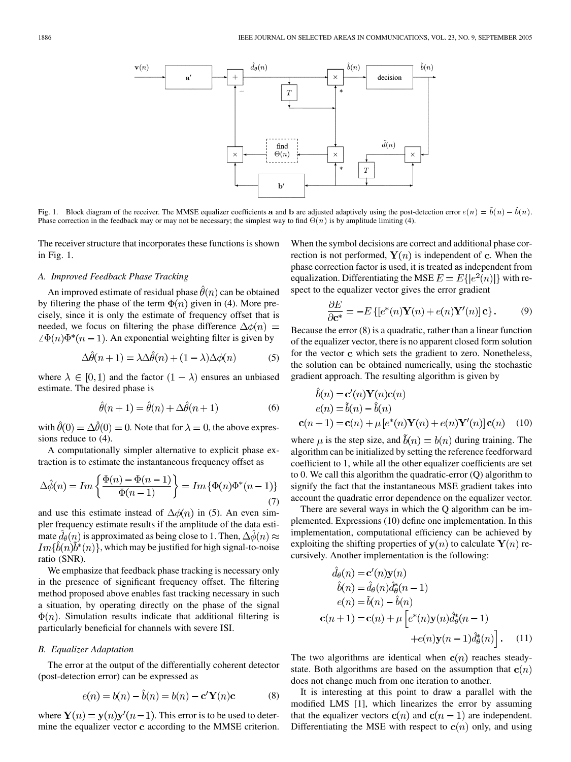Fig. 1. Block diagram of the receiver. The MMSE equalizer coefficients $\mathbf{a}$ and $\mathbf{b}$ are adjusted adaptively using the post-detection error $e(n) = \tilde{b}(n) - \hat{b}(n)$. Phase correction in the feedback may or may not be necessary; the simplest way to find $\Theta(n)$ is by amplitude limiting (4).

The receiver structure that incorporates these functions is shown in Fig. 1.

### A. Improved Feedback Phase Tracking

An improved estimate of residual phase $\hat{\theta}(n)$ can be obtained by filtering the phase of the term $\Phi(n)$ given in (4). More precisely, since it is only the estimate of frequency offset that is needed, we focus on filtering the phase difference $\Delta\phi(n) = \angle\Phi(n)\Phi^*(n-1)$. An exponential weighting filter is given by

$$\Delta\hat{\theta}(n+1) = \lambda\Delta\hat{\theta}(n) + (1-\lambda)\Delta\phi(n) \tag{5}$$

where $\lambda \in [0, 1)$ and the factor $(1-\lambda)$ ensures an unbiased estimate. The desired phase is

$$\hat{\theta}(n+1) = \hat{\theta}(n) + \Delta\hat{\theta}(n+1) \tag{6}$$

with $\hat{\theta}(0) = \Delta\hat{\theta}(0) = 0$. Note that for $\lambda = 0$, the above expressions reduce to (4).

A computationally simpler alternative to explicit phase extraction is to estimate the instantaneous frequency offset as

$$\Delta\hat{\phi}(n) = Im\left\{\frac{\Phi(n) - \Phi(n-1)}{\Phi(n-1)}\right\} = Im\left\{\Phi(n)\Phi^*(n-1)\right\} \tag{7}$$

and use this estimate instead of $\Delta\phi(n)$ in (5). An even simpler frequency estimate results if the amplitude of the data estimate $\hat{d}_\theta(n)$ is approximated as being close to 1. Then, $\Delta\hat{\phi}(n) \approx Im\{\hat{b}(n)\tilde{b}^*(n)\}$, which may be justified for high signal-to-noise ratio (SNR).

We emphasize that feedback phase tracking is necessary only in the presence of significant frequency offset. The filtering method proposed above enables fast tracking necessary in such a situation, by operating directly on the phase of the signal $\Phi(n)$. Simulation results indicate that additional filtering is particularly beneficial for channels with severe ISI.

### B. Equalizer Adaptation

The error at the output of the differentially coherent detector (post-detection error) can be expressed as

$$e(n) = b(n) - \hat{b}(n) = b(n) - \mathbf{c}'\mathbf{Y}(n)\mathbf{c} \tag{8}$$

where $\mathbf{Y}(n) = \mathbf{y}(n)\mathbf{y}'(n-1)$. This error is to be used to determine the equalizer vector $\mathbf{c}$ according to the MMSE criterion. When the symbol decisions are correct and additional phase correction is not performed, $\mathbf{Y}(n)$ is independent of $\mathbf{c}$. When the phase correction factor is used, it is treated as independent from equalization. Differentiating the MSE $E = E\{|e^2(n)|\}$ with respect to the equalizer vector gives the error gradient

$$\frac{\partial E}{\partial \mathbf{c}^*} = -E\left\{[e^*(n)\mathbf{Y}(n) + e(n)\mathbf{Y}'(n)]\,\mathbf{c}\right\}. \tag{9}$$

Because the error (8) is a quadratic, rather than a linear function of the equalizer vector, there is no apparent closed form solution for the vector $\mathbf{c}$ which sets the gradient to zero. Nonetheless, the solution can be obtained numerically, using the stochastic gradient approach. The resulting algorithm is given by

$$\begin{aligned}
\hat{b}(n) &= \mathbf{c}'(n)\mathbf{Y}(n)\mathbf{c}(n) \\
e(n) &= \tilde{b}(n) - \hat{b}(n) \\
\mathbf{c}(n+1) &= \mathbf{c}(n) + \mu\left[e^*(n)\mathbf{Y}(n) + e(n)\mathbf{Y}'(n)\right]\mathbf{c}(n)
\end{aligned} \tag{10}$$

where $\mu$ is the step size, and $\tilde{b}(n) = b(n)$ during training. The algorithm can be initialized by setting the reference feedforward coefficient to 1, while all the other equalizer coefficients are set to 0. We call this algorithm the quadratic-error (Q) algorithm to signify the fact that the instantaneous MSE gradient takes into account the quadratic error dependence on the equalizer vector.

There are several ways in which the Q algorithm can be implemented. Expressions (10) define one implementation. In this implementation, computational efficiency can be achieved by exploiting the shifting properties of $\mathbf{y}(n)$ to calculate $\mathbf{Y}(n)$ recursively. Another implementation is the following:

$$\begin{aligned}
\hat{d}_\theta(n) &= \mathbf{c}'(n)\mathbf{y}(n) \\
\hat{b}(n) &= \hat{d}_\theta(n)\hat{d}_\theta^*(n-1) \\
e(n) &= \tilde{b}(n) - \hat{b}(n) \\
\mathbf{c}(n+1) &= \mathbf{c}(n) + \mu\Big[e^*(n)\mathbf{y}(n)\hat{d}_\theta^*(n-1) \\
&\qquad + e(n)\mathbf{y}(n-1)\hat{d}_\theta^*(n)\Big].
\end{aligned} \tag{11}$$

The two algorithms are identical when $\mathbf{c}(n)$ reaches steady-state. Both algorithms are based on the assumption that $\mathbf{c}(n)$ does not change much from one iteration to another.

It is interesting at this point to draw a parallel with the modified LMS [1], which linearizes the error by assuming that the equalizer vectors $\mathbf{c}(n)$ and $\mathbf{c}(n-1)$ are independent. Differentiating the MSE with respect to $\mathbf{c}(n)$ only, and using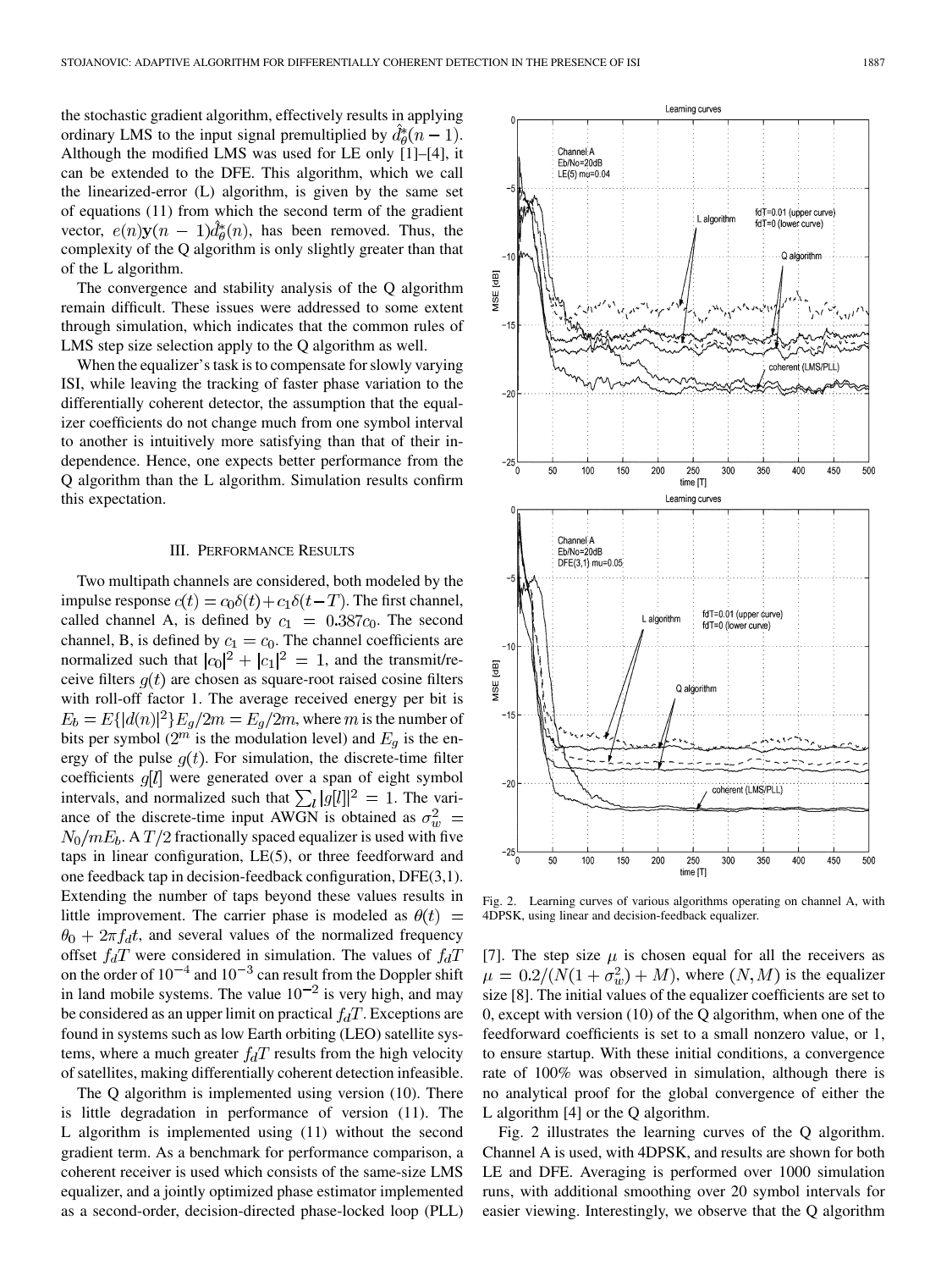the stochastic gradient algorithm, effectively results in applying ordinary LMS to the input signal premultiplied by $\hat{d}_\theta^*(n-1)$. Although the modified LMS was used for LE only [1]–[4], it can be extended to the DFE. This algorithm, which we call the linearized-error (L) algorithm, is given by the same set of equations (11) from which the second term of the gradient vector, $e(n)\mathbf{y}(n-1)\hat{d}_\theta^*(n)$, has been removed. Thus, the complexity of the Q algorithm is only slightly greater than that of the L algorithm.

The convergence and stability analysis of the Q algorithm remain difficult. These issues were addressed to some extent through simulation, which indicates that the common rules of LMS step size selection apply to the Q algorithm as well.

When the equalizer's task is to compensate for slowly varying ISI, while leaving the tracking of faster phase variation to the differentially coherent detector, the assumption that the equalizer coefficients do not change much from one symbol interval to another is intuitively more satisfying than that of their independence. Hence, one expects better performance from the Q algorithm than the L algorithm. Simulation results confirm this expectation.

## III. Performance Results

Two multipath channels are considered, both modeled by the impulse response $c(t) = c_0\delta(t) + c_1\delta(t-T)$. The first channel, called channel A, is defined by $c_1 = 0.387c_0$. The second channel, B, is defined by $c_1 = c_0$. The channel coefficients are normalized such that $|c_0|^2 + |c_1|^2 = 1$, and the transmit/receive filters $g(t)$ are chosen as square-root raised cosine filters with roll-off factor 1. The average received energy per bit is $E_b = E\{|d(n)|^2\}E_g/2m = E_g/2m$, where $m$ is the number of bits per symbol ($2^m$ is the modulation level) and $E_g$ is the energy of the pulse $g(t)$. For simulation, the discrete-time filter coefficients $g[l]$ were generated over a span of eight symbol intervals, and normalized such that $\sum_l |g[l]|^2 = 1$. The variance of the discrete-time input AWGN is obtained as $\sigma_w^2 = N_0/mE_b$. A $T/2$ fractionally spaced equalizer is used with five taps in linear configuration, LE(5), or three feedforward and one feedback tap in decision-feedback configuration, DFE(3,1). Extending the number of taps beyond these values results in little improvement. The carrier phase is modeled as $\theta(t) = \theta_0 + 2\pi f_d t$, and several values of the normalized frequency offset $f_dT$ were considered in simulation. The values of $f_dT$ on the order of $10^{-4}$ and $10^{-3}$ can result from the Doppler shift in land mobile systems. The value $10^{-2}$ is very high, and may be considered as an upper limit on practical $f_dT$. Exceptions are found in systems such as low Earth orbiting (LEO) satellite systems, where a much greater $f_dT$ results from the high velocity of satellites, making differentially coherent detection infeasible.

The Q algorithm is implemented using version (10). There is little degradation in performance of version (11). The L algorithm is implemented using (11) without the second gradient term. As a benchmark for performance comparison, a coherent receiver is used which consists of the same-size LMS equalizer, and a jointly optimized phase estimator implemented as a second-order, decision-directed phase-locked loop (PLL) [7]. The step size $\mu$ is chosen equal for all the receivers as $\mu = 0.2/(N(1+\sigma_w^2)+M)$, where $(N, M)$ is the equalizer size [8]. The initial values of the equalizer coefficients are set to 0, except with version (10) of the Q algorithm, when one of the feedforward coefficients is set to a small nonzero value, or 1, to ensure startup. With these initial conditions, a convergence rate of 100% was observed in simulation, although there is no analytical proof for the global convergence of either the L algorithm [4] or the Q algorithm.

Fig. 2 illustrates the learning curves of the Q algorithm. Channel A is used, with 4DPSK, and results are shown for both LE and DFE. Averaging is performed over 1000 simulation runs, with additional smoothing over 20 symbol intervals for easier viewing. Interestingly, we observe that the Q algorithm

Fig. 2. Learning curves of various algorithms operating on channel A, with 4DPSK, using linear and decision-feedback equalizer.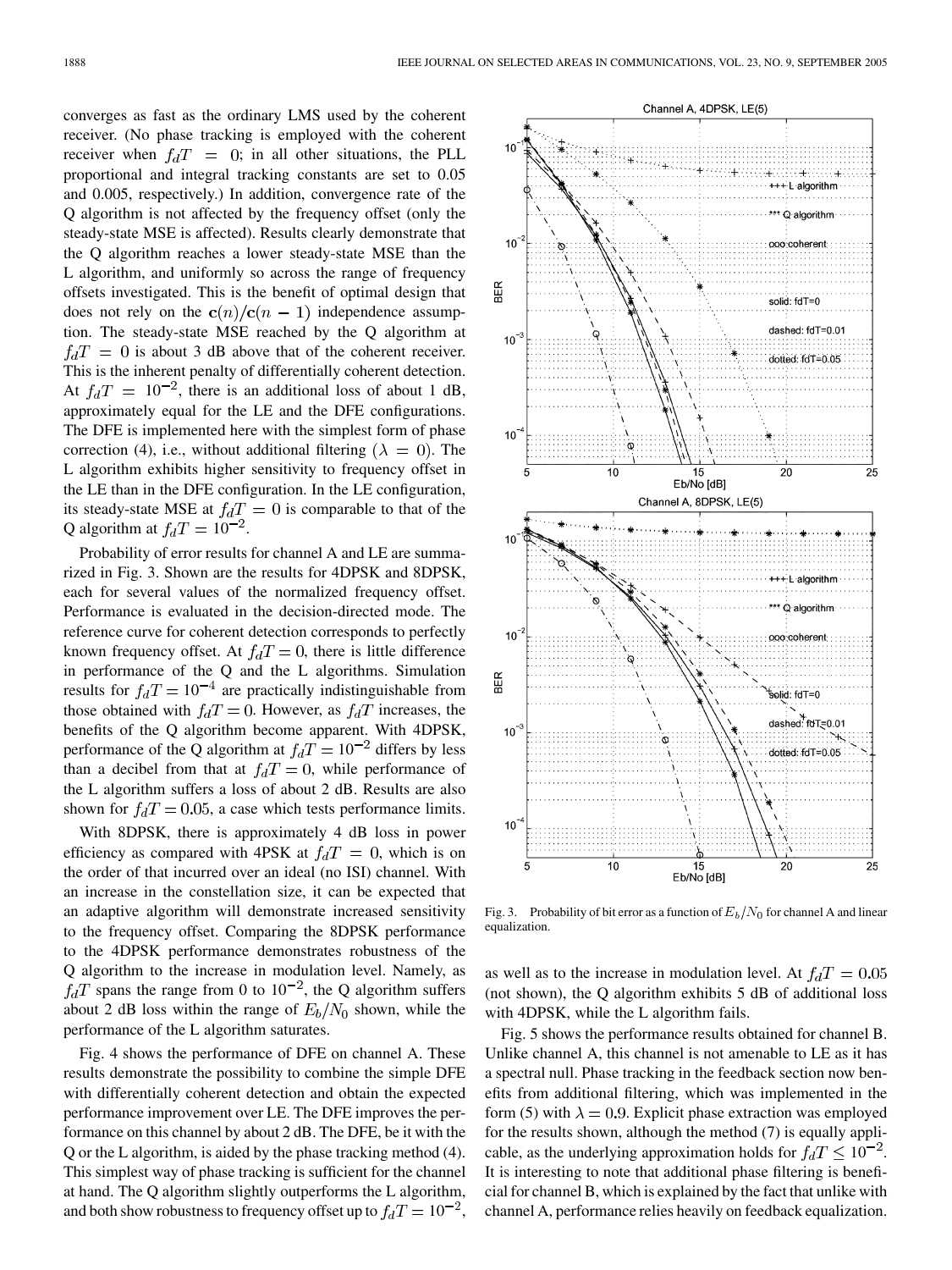converges as fast as the ordinary LMS used by the coherent receiver. (No phase tracking is employed with the coherent receiver when $f_dT = 0$; in all other situations, the PLL proportional and integral tracking constants are set to 0.05 and 0.005, respectively.) In addition, convergence rate of the Q algorithm is not affected by the frequency offset (only the steady-state MSE is affected). Results clearly demonstrate that the Q algorithm reaches a lower steady-state MSE than the L algorithm, and uniformly so across the range of frequency offsets investigated. This is the benefit of optimal design that does not rely on the $\mathbf{c}(n)/\mathbf{c}(n-1)$ independence assumption. The steady-state MSE reached by the Q algorithm at $f_dT = 0$ is about 3 dB above that of the coherent receiver. This is the inherent penalty of differentially coherent detection. At $f_dT = 10^{-2}$, there is an additional loss of about 1 dB, approximately equal for the LE and the DFE configurations. The DFE is implemented here with the simplest form of phase correction (4), i.e., without additional filtering ($\lambda = 0$). The L algorithm exhibits higher sensitivity to frequency offset in the LE than in the DFE configuration. In the LE configuration, its steady-state MSE at $f_dT = 0$ is comparable to that of the Q algorithm at $f_dT = 10^{-2}$.

Probability of error results for channel A and LE are summarized in Fig. 3. Shown are the results for 4DPSK and 8DPSK, each for several values of the normalized frequency offset. Performance is evaluated in the decision-directed mode. The reference curve for coherent detection corresponds to perfectly known frequency offset. At $f_dT = 0$, there is little difference in performance of the Q and the L algorithms. Simulation results for $f_dT = 10^{-4}$ are practically indistinguishable from those obtained with $f_dT = 0$. However, as $f_dT$ increases, the benefits of the Q algorithm become apparent. With 4DPSK, performance of the Q algorithm at $f_dT = 10^{-2}$ differs by less than a decibel from that at $f_dT = 0$, while performance of the L algorithm suffers a loss of about 2 dB. Results are also shown for $f_dT = 0.05$, a case which tests performance limits.

With 8DPSK, there is approximately 4 dB loss in power efficiency as compared with 4PSK at $f_dT = 0$, which is on the order of that incurred over an ideal (no ISI) channel. With an increase in the constellation size, it can be expected that an adaptive algorithm will demonstrate increased sensitivity to the frequency offset. Comparing the 8DPSK performance to the 4DPSK performance demonstrates robustness of the Q algorithm to the increase in modulation level. Namely, as $f_dT$ spans the range from 0 to $10^{-2}$, the Q algorithm suffers about 2 dB loss within the range of $E_b/N_0$ shown, while the performance of the L algorithm saturates.

Fig. 4 shows the performance of DFE on channel A. These results demonstrate the possibility to combine the simple DFE with differentially coherent detection and obtain the expected performance improvement over LE. The DFE improves the performance on this channel by about 2 dB. The DFE, be it with the Q or the L algorithm, is aided by the phase tracking method (4). This simplest way of phase tracking is sufficient for the channel at hand. The Q algorithm slightly outperforms the L algorithm, and both show robustness to frequency offset up to $f_dT = 10^{-2}$, as well as to the increase in modulation level. At $f_dT = 0.05$ (not shown), the Q algorithm exhibits 5 dB of additional loss with 4DPSK, while the L algorithm fails.

Fig. 3. Probability of bit error as a function of $E_b/N_0$ for channel A and linear equalization.

Fig. 5 shows the performance results obtained for channel B. Unlike channel A, this channel is not amenable to LE as it has a spectral null. Phase tracking in the feedback section now benefits from additional filtering, which was implemented in the form (5) with $\lambda = 0.9$. Explicit phase extraction was employed for the results shown, although the method (7) is equally applicable, as the underlying approximation holds for $f_dT \le 10^{-2}$. It is interesting to note that additional phase filtering is beneficial for channel B, which is explained by the fact that unlike with channel A, performance relies heavily on feedback equalization.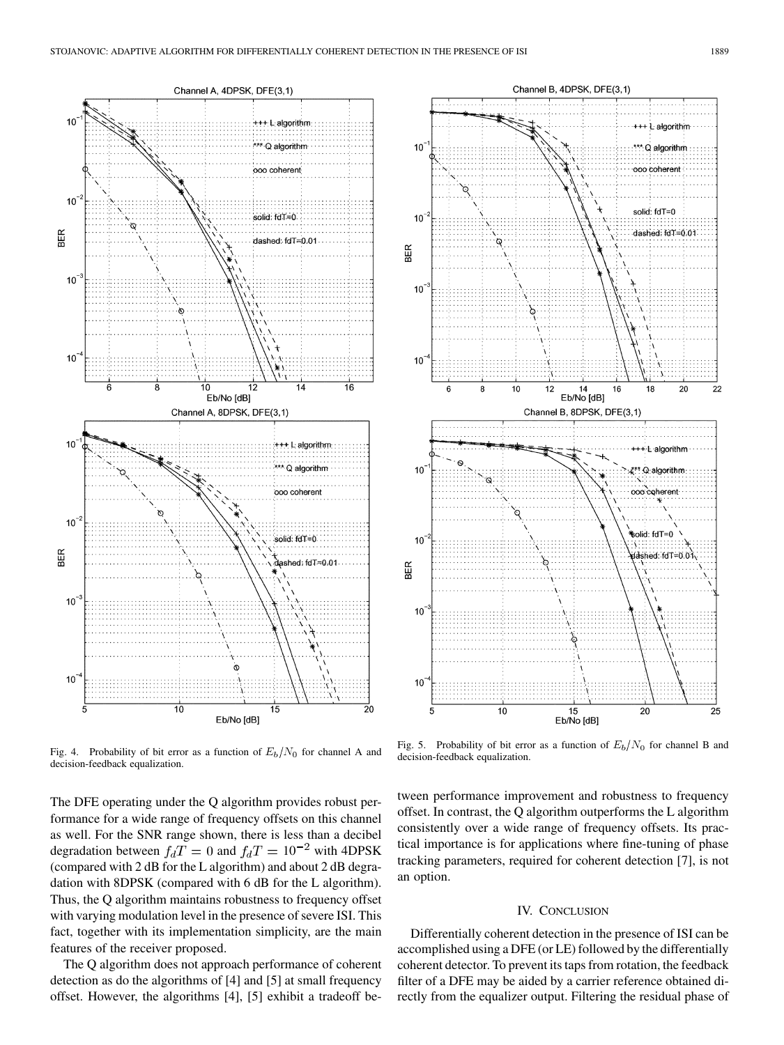Fig. 4. Probability of bit error as a function of $E_b/N_0$ for channel A and decision-feedback equalization.

Fig. 5. Probability of bit error as a function of $E_b/N_0$ for channel B and decision-feedback equalization.

The DFE operating under the Q algorithm provides robust performance for a wide range of frequency offsets on this channel as well. For the SNR range shown, there is less than a decibel degradation between $f_dT = 0$ and $f_dT = 10^{-2}$ with 4DPSK (compared with 2 dB for the L algorithm) and about 2 dB degradation with 8DPSK (compared with 6 dB for the L algorithm). Thus, the Q algorithm maintains robustness to frequency offset with varying modulation level in the presence of severe ISI. This fact, together with its implementation simplicity, are the main features of the receiver proposed.

The Q algorithm does not approach performance of coherent detection as do the algorithms of [4] and [5] at small frequency offset. However, the algorithms [4], [5] exhibit a tradeoff between performance improvement and robustness to frequency offset. In contrast, the Q algorithm outperforms the L algorithm consistently over a wide range of frequency offsets. Its practical importance is for applications where fine-tuning of phase tracking parameters, required for coherent detection [7], is not an option.

## IV. Conclusion

Differentially coherent detection in the presence of ISI can be accomplished using a DFE (or LE) followed by the differentially coherent detector. To prevent its taps from rotation, the feedback filter of a DFE may be aided by a carrier reference obtained directly from the equalizer output. Filtering the residual phase of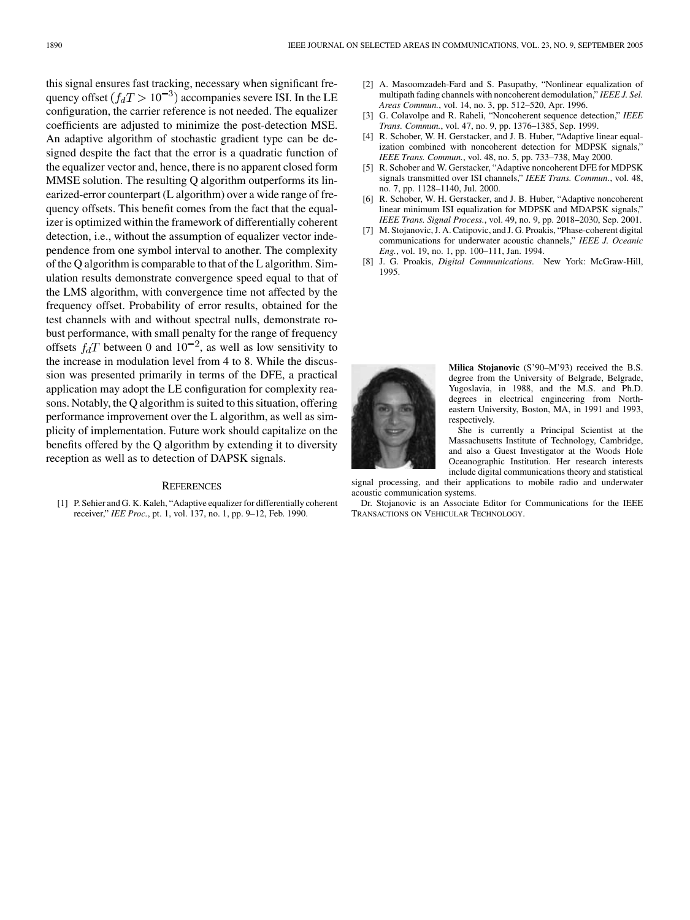this signal ensures fast tracking, necessary when significant frequency offset $(f_dT > 10^{-3})$ accompanies severe ISI. In the LE configuration, the carrier reference is not needed. The equalizer coefficients are adjusted to minimize the post-detection MSE. An adaptive algorithm of stochastic gradient type can be designed despite the fact that the error is a quadratic function of the equalizer vector and, hence, there is no apparent closed form MMSE solution. The resulting Q algorithm outperforms its linearized-error counterpart (L algorithm) over a wide range of frequency offsets. This benefit comes from the fact that the equalizer is optimized within the framework of differentially coherent detection, i.e., without the assumption of equalizer vector independence from one symbol interval to another. The complexity of the Q algorithm is comparable to that of the L algorithm. Simulation results demonstrate convergence speed equal to that of the LMS algorithm, with convergence time not affected by the frequency offset. Probability of error results, obtained for the test channels with and without spectral nulls, demonstrate robust performance, with small penalty for the range of frequency offsets $f_dT$ between 0 and $10^{-2}$, as well as low sensitivity to the increase in modulation level from 4 to 8. While the discussion was presented primarily in terms of the DFE, a practical application may adopt the LE configuration for complexity reasons. Notably, the Q algorithm is suited to this situation, offering performance improvement over the L algorithm, as well as simplicity of implementation. Future work should capitalize on the benefits offered by the Q algorithm by extending it to diversity reception as well as to detection of DAPSK signals.

## References

[1] P. Sehier and G. K. Kaleh, "Adaptive equalizer for differentially coherent receiver," *IEE Proc.*, pt. 1, vol. 137, no. 1, pp. 9–12, Feb. 1990.

[2] A. Masoomzadeh-Fard and S. Pasupathy, "Nonlinear equalization of multipath fading channels with noncoherent demodulation," *IEEE J. Sel. Areas Commun.*, vol. 14, no. 3, pp. 512–520, Apr. 1996.

[3] G. Colavolpe and R. Raheli, "Noncoherent sequence detection," *IEEE Trans. Commun.*, vol. 47, no. 9, pp. 1376–1385, Sep. 1999.

[4] R. Schober, W. H. Gerstacker, and J. B. Huber, "Adaptive linear equalization combined with noncoherent detection for MDPSK signals," *IEEE Trans. Commun.*, vol. 48, no. 5, pp. 733–738, May 2000.

[5] R. Schober and W. Gerstacker, "Adaptive noncoherent DFE for MDPSK signals transmitted over ISI channels," *IEEE Trans. Commun.*, vol. 48, no. 7, pp. 1128–1140, Jul. 2000.

[6] R. Schober, W. H. Gerstacker, and J. B. Huber, "Adaptive noncoherent linear minimum ISI equalization for MDPSK and MDAPSK signals," *IEEE Trans. Signal Process.*, vol. 49, no. 9, pp. 2018–2030, Sep. 2001.

[7] M. Stojanovic, J. A. Catipovic, and J. G. Proakis, "Phase-coherent digital communications for underwater acoustic channels," *IEEE J. Oceanic Eng.*, vol. 19, no. 1, pp. 100–111, Jan. 1994.

[8] J. G. Proakis, *Digital Communications*. New York: McGraw-Hill, 1995.

**Milica Stojanovic** (S'90–M'93) received the B.S. degree from the University of Belgrade, Belgrade, Yugoslavia, in 1988, and the M.S. and Ph.D. degrees in electrical engineering from Northeastern University, Boston, MA, in 1991 and 1993, respectively.

She is currently a Principal Scientist at the Massachusetts Institute of Technology, Cambridge, and also a Guest Investigator at the Woods Hole Oceanographic Institution. Her research interests include digital communications theory and statistical signal processing, and their applications to mobile radio and underwater acoustic communication systems.

Dr. Stojanovic is an Associate Editor for Communications for the IEEE Transactions on Vehicular Technology.